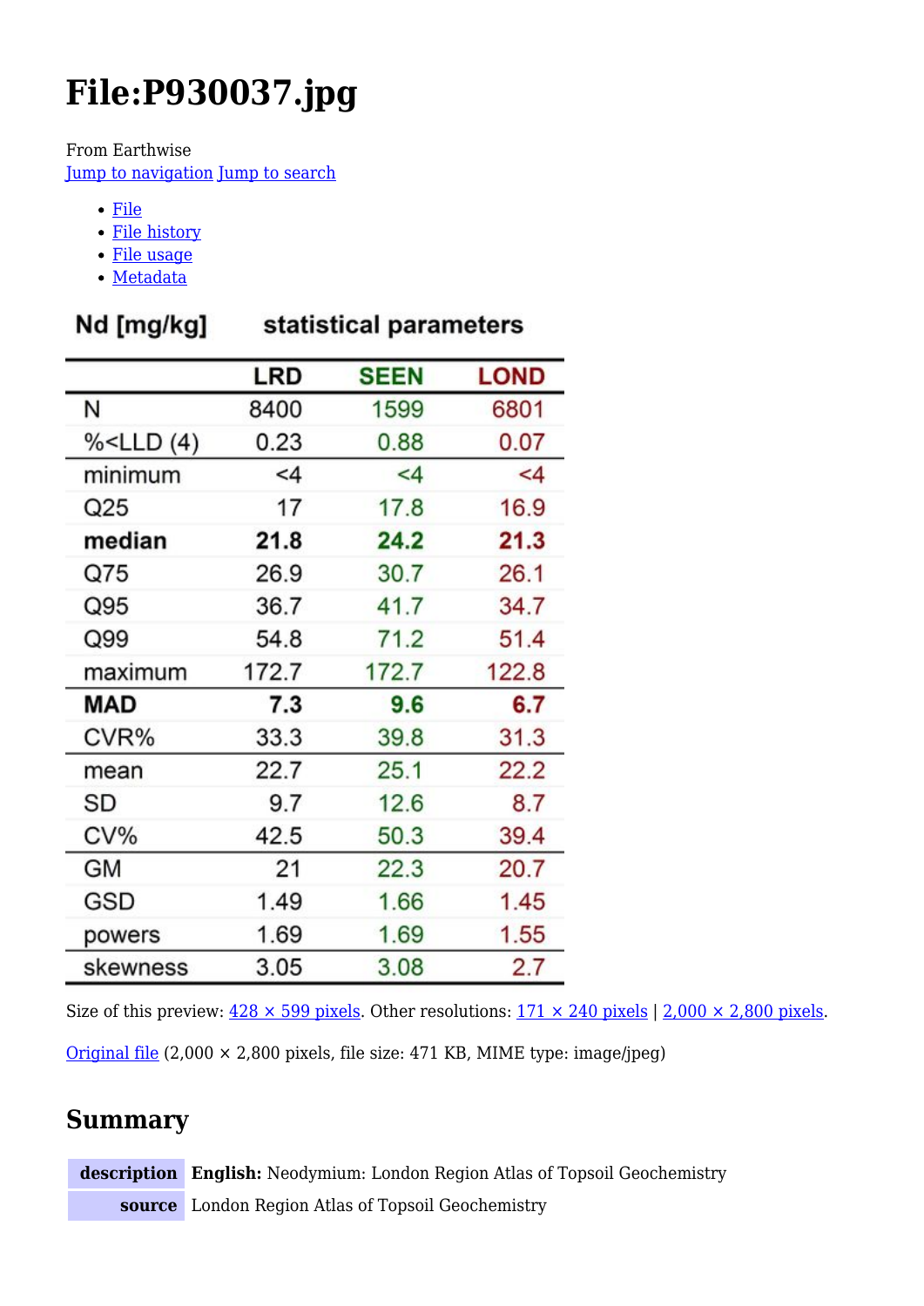# File:P930037.jpg

From Earthwise

Jump to navigation Jump to search

- File
- File history
- File usage
- Metadata

**Nd [mg/kg]** **statistical parameters**

| | LRD | SEEN | LOND |
|---|---|---|---|
| N | 8400 | 1599 | 6801 |
| %<LLD (4) | 0.23 | 0.88 | 0.07 |
| minimum | <4 | <4 | <4 |
| Q25 | 17 | 17.8 | 16.9 |
| **median** | **21.8** | **24.2** | **21.3** |
| Q75 | 26.9 | 30.7 | 26.1 |
| Q95 | 36.7 | 41.7 | 34.7 |
| Q99 | 54.8 | 71.2 | 51.4 |
| maximum | 172.7 | 172.7 | 122.8 |
| **MAD** | **7.3** | **9.6** | **6.7** |
| CVR% | 33.3 | 39.8 | 31.3 |
| mean | 22.7 | 25.1 | 22.2 |
| SD | 9.7 | 12.6 | 8.7 |
| CV% | 42.5 | 50.3 | 39.4 |
| GM | 21 | 22.3 | 20.7 |
| GSD | 1.49 | 1.66 | 1.45 |
| powers | 1.69 | 1.69 | 1.55 |
| skewness | 3.05 | 3.08 | 2.7 |

Size of this preview: 428 × 599 pixels. Other resolutions: 171 × 240 pixels | 2,000 × 2,800 pixels.

Original file (2,000 × 2,800 pixels, file size: 471 KB, MIME type: image/jpeg)

## Summary

| | |
|---|---|
| **description** | **English:** Neodymium: London Region Atlas of Topsoil Geochemistry |
| **source** | London Region Atlas of Topsoil Geochemistry |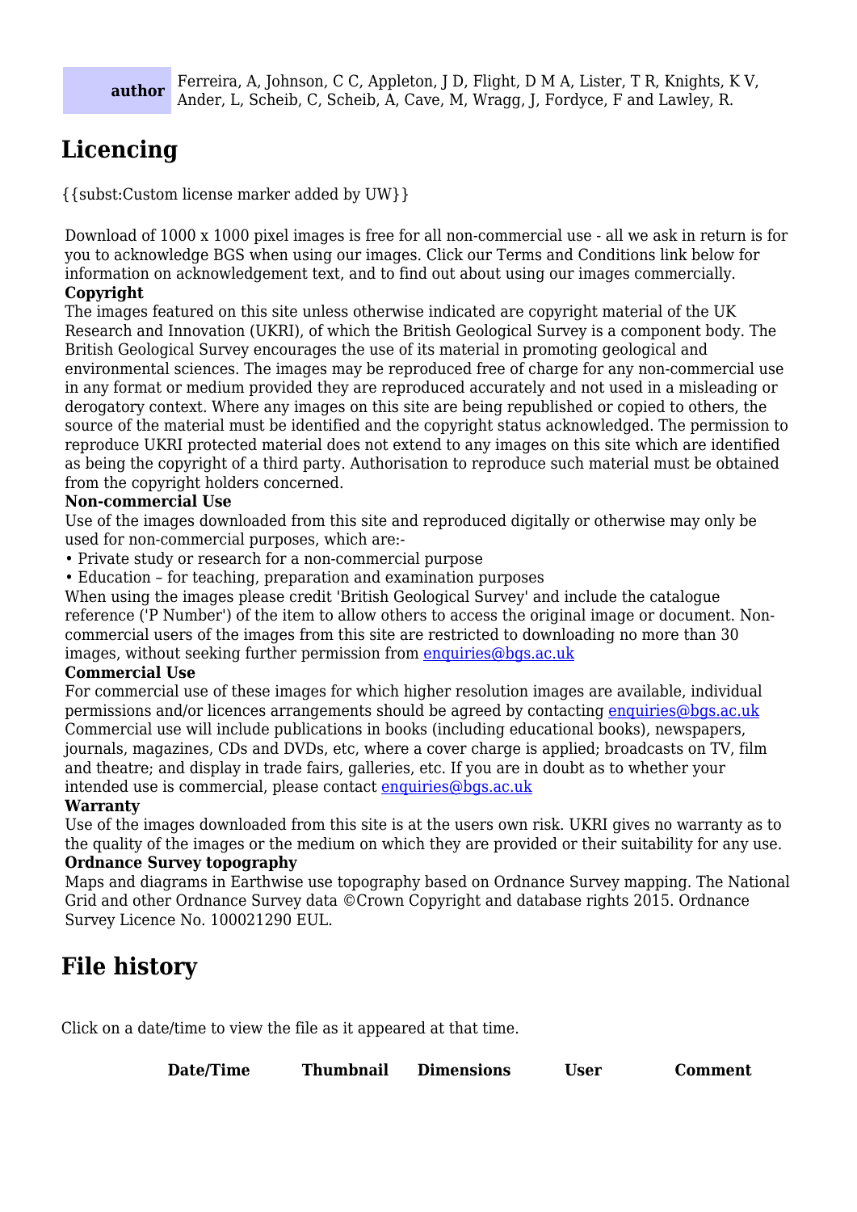| author | Ferreira, A, Johnson, C C, Appleton, J D, Flight, D M A, Lister, T R, Knights, K V, Ander, L, Scheib, C, Scheib, A, Cave, M, Wragg, J, Fordyce, F and Lawley, R. |
|---|---|

## Licencing

{{subst:Custom license marker added by UW}}

Download of 1000 x 1000 pixel images is free for all non-commercial use - all we ask in return is for you to acknowledge BGS when using our images. Click our Terms and Conditions link below for information on acknowledgement text, and to find out about using our images commercially.

**Copyright**

The images featured on this site unless otherwise indicated are copyright material of the UK Research and Innovation (UKRI), of which the British Geological Survey is a component body. The British Geological Survey encourages the use of its material in promoting geological and environmental sciences. The images may be reproduced free of charge for any non-commercial use in any format or medium provided they are reproduced accurately and not used in a misleading or derogatory context. Where any images on this site are being republished or copied to others, the source of the material must be identified and the copyright status acknowledged. The permission to reproduce UKRI protected material does not extend to any images on this site which are identified as being the copyright of a third party. Authorisation to reproduce such material must be obtained from the copyright holders concerned.

**Non-commercial Use**

Use of the images downloaded from this site and reproduced digitally or otherwise may only be used for non-commercial purposes, which are:-

• Private study or research for a non-commercial purpose
• Education – for teaching, preparation and examination purposes

When using the images please credit 'British Geological Survey' and include the catalogue reference ('P Number') of the item to allow others to access the original image or document. Non-commercial users of the images from this site are restricted to downloading no more than 30 images, without seeking further permission from enquiries@bgs.ac.uk

**Commercial Use**

For commercial use of these images for which higher resolution images are available, individual permissions and/or licences arrangements should be agreed by contacting enquiries@bgs.ac.uk Commercial use will include publications in books (including educational books), newspapers, journals, magazines, CDs and DVDs, etc, where a cover charge is applied; broadcasts on TV, film and theatre; and display in trade fairs, galleries, etc. If you are in doubt as to whether your intended use is commercial, please contact enquiries@bgs.ac.uk

**Warranty**

Use of the images downloaded from this site is at the users own risk. UKRI gives no warranty as to the quality of the images or the medium on which they are provided or their suitability for any use.

**Ordnance Survey topography**

Maps and diagrams in Earthwise use topography based on Ordnance Survey mapping. The National Grid and other Ordnance Survey data ©Crown Copyright and database rights 2015. Ordnance Survey Licence No. 100021290 EUL.

## File history

Click on a date/time to view the file as it appeared at that time.

| Date/Time | Thumbnail | Dimensions | User | Comment |
|---|---|---|---|---|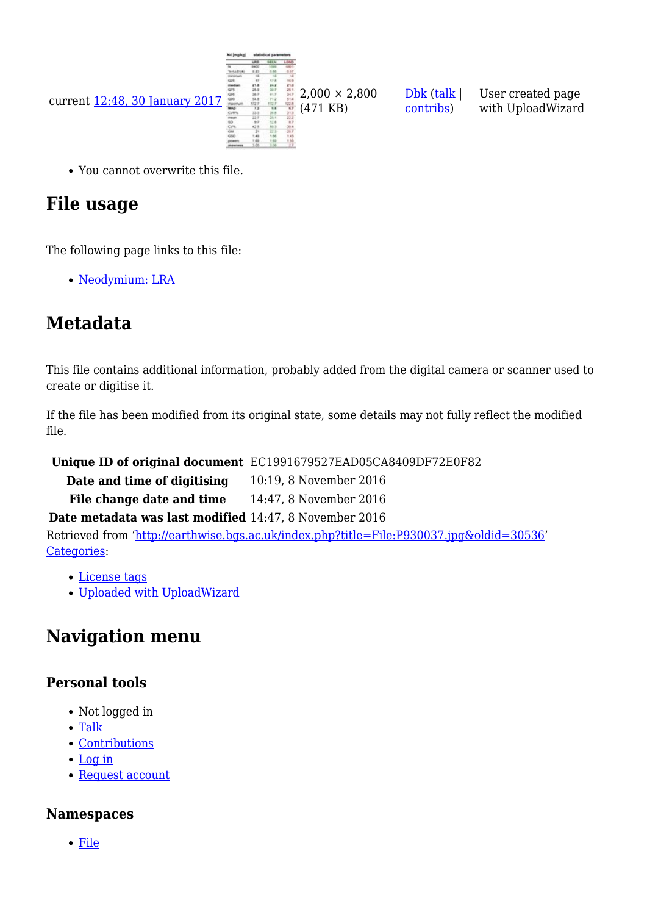| | | | | | |
|---|---|---|---|---|---|
| current | 12:48, 30 January 2017 | | 2,000 × 2,800 (471 KB) | Dbk (talk \| contribs) | User created page with UploadWizard |

- You cannot overwrite this file.

## File usage

The following page links to this file:

- Neodymium: LRA

## Metadata

This file contains additional information, probably added from the digital camera or scanner used to create or digitise it.

If the file has been modified from its original state, some details may not fully reflect the modified file.

| | |
|---|---|
| **Unique ID of original document** | EC1991679527EAD05CA8409DF72E0F82 |
| **Date and time of digitising** | 10:19, 8 November 2016 |
| **File change date and time** | 14:47, 8 November 2016 |
| **Date metadata was last modified** | 14:47, 8 November 2016 |

Retrieved from 'http://earthwise.bgs.ac.uk/index.php?title=File:P930037.jpg&oldid=30536'
Categories:

- License tags
- Uploaded with UploadWizard

## Navigation menu

### Personal tools

- Not logged in
- Talk
- Contributions
- Log in
- Request account

### Namespaces

- File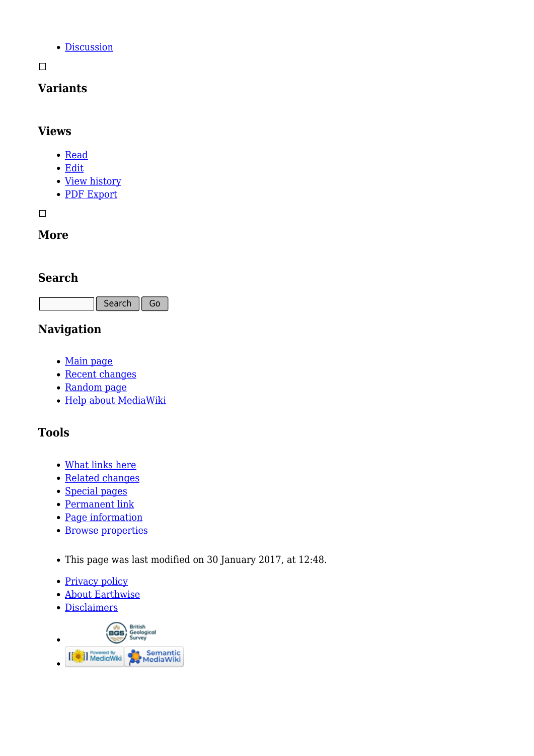- Discussion

### Variants

### Views

- Read
- Edit
- View history
- PDF Export

### More

### Search

Search Go

### Navigation

- Main page
- Recent changes
- Random page
- Help about MediaWiki

### Tools

- What links here
- Related changes
- Special pages
- Permanent link
- Page information
- Browse properties

- This page was last modified on 30 January 2017, at 12:48.

- Privacy policy
- About Earthwise
- Disclaimers